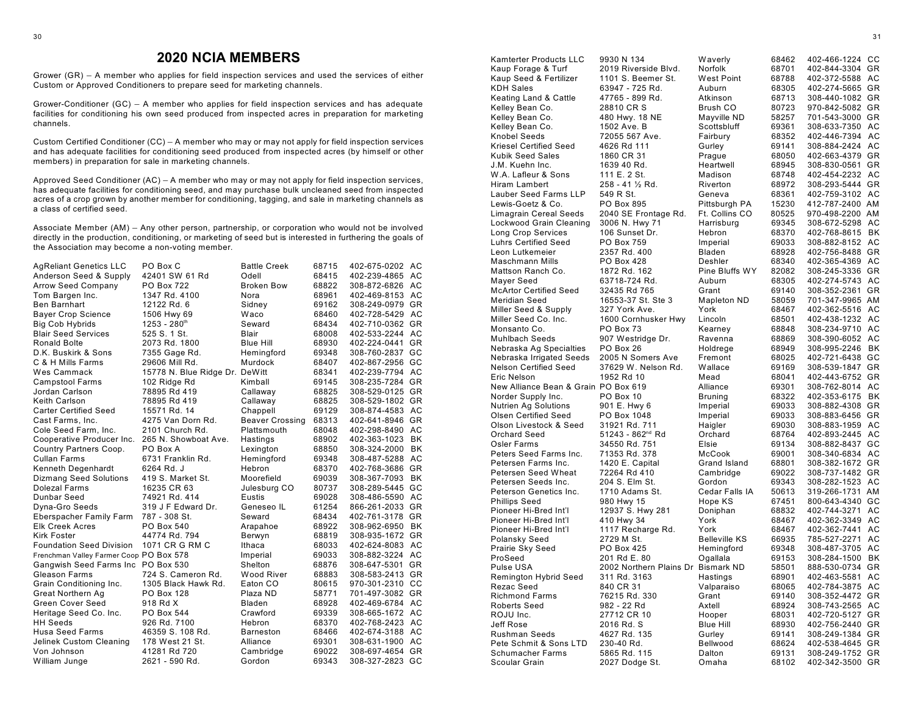## 2020 NCIA MEMBERS

Grower (GR) – A member who applies for field inspection services and used the services of either Custom or Approved Conditioners to prepare seed for marketing channels.

Grower-Conditioner (GC) – A member who applies for field inspection services and has adequate facilities for conditioning his own seed produced from inspected acres in preparation for marketing channels.

Custom Certified Conditioner (CC) – A member who may or may not apply for field inspection services and has adequate facilities for conditioning seed produced from inspected acres (by himself or other members) in preparation for sale in marketing channels.

Approved Seed Conditioner (AC) – A member who may or may not apply for field inspection services, has adequate facilities for conditioning seed, and may purchase bulk uncleaned seed from inspected acres of a crop grown by another member for conditioning, tagging, and sale in marketing channels as a class of certified seed.

Associate Member (AM) – Any other person, partnership, or corporation who would not be involved directly in the production, conditioning, or marketing of seed but is interested in furthering the goals of the Association may become a non-voting member.

| Name | Address | City | Zip | Phone | Type |
|---|---|---|---|---|---|
| AgReliant Genetics LLC | PO Box C | Battle Creek | 68715 | 402-675-0202 | AC |
| Anderson Seed & Supply | 42401 SW 61 Rd | Odell | 68415 | 402-239-4865 | AC |
| Arrow Seed Company | PO Box 722 | Broken Bow | 68822 | 308-872-6826 | AC |
| Tom Bargen Inc. | 1347 Rd. 4100 | Nora | 68961 | 402-469-8153 | AC |
| Ben Barnhart | 12122 Rd. 6 | Sidney | 69162 | 308-249-0979 | GR |
| Bayer Crop Science | 1506 Hwy 69 | Waco | 68460 | 402-728-5429 | AC |
| Big Cob Hybrids | 1253 - 280th | Seward | 68434 | 402-710-0362 | GR |
| Blair Seed Services | 525 S. 1 St. | Blair | 68008 | 402-533-2244 | AC |
| Ronald Bolte | 2073 Rd. 1800 | Blue Hill | 68930 | 402-224-0441 | GR |
| D.K. Buskirk & Sons | 7355 Gage Rd. | Hemingford | 69348 | 308-760-2837 | GC |
| C & H Mills Farms | 29606 Mill Rd. | Murdock | 68407 | 402-867-2956 | GC |
| Wes Cammack | 15778 N. Blue Ridge Dr. | DeWitt | 68341 | 402-239-7794 | AC |
| Campstool Farms | 102 Ridge Rd | Kimball | 69145 | 308-235-7284 | GR |
| Jordan Carlson | 78895 Rd 419 | Callaway | 68825 | 308-529-0125 | GR |
| Keith Carlson | 78895 Rd 419 | Callaway | 68825 | 308-529-1802 | GR |
| Carter Certified Seed | 15571 Rd. 14 | Chappell | 69129 | 308-874-4583 | AC |
| Cast Farms, Inc. | 4275 Van Dorn Rd. | Beaver Crossing | 68313 | 402-641-8946 | GR |
| Cole Seed Farm, Inc. | 2101 Church Rd. | Plattsmouth | 68048 | 402-298-8490 | AC |
| Cooperative Producer Inc. | 265 N. Showboat Ave. | Hastings | 68902 | 402-363-1023 | BK |
| Country Partners Coop. | PO Box A | Lexington | 68850 | 308-324-2000 | BK |
| Cullan Farms | 6731 Franklin Rd. | Hemingford | 69348 | 308-487-5288 | AC |
| Kenneth Degenhardt | 6264 Rd. J | Hebron | 68370 | 402-768-3686 | GR |
| Dizmang Seed Solutions | 419 S. Market St. | Moorefield | 69039 | 308-367-7093 | BK |
| Dolezal Farms | 16235 CR 63 | Julesburg CO | 80737 | 308-289-5445 | GC |
| Dunbar Seed | 74921 Rd. 414 | Eustis | 69028 | 308-486-5590 | AC |
| Dyna-Gro Seeds | 319 J F Edward Dr. | Geneseo IL | 61254 | 866-261-2033 | GR |
| Eberspacher Family Farm | 787 - 308 St. | Seward | 68434 | 402-761-3178 | GR |
| Elk Creek Acres | PO Box 540 | Arapahoe | 68922 | 308-962-6950 | BK |
| Kirk Foster | 44774 Rd. 794 | Berwyn | 68819 | 308-935-1672 | GR |
| Foundation Seed Division | 1071 CR G RM C | Ithaca | 68033 | 402-624-8083 | AC |
| Frenchman Valley Farmer Coop | PO Box 578 | Imperial | 69033 | 308-882-3224 | AC |
| Gangwish Seed Farms Inc | PO Box 530 | Shelton | 68876 | 308-647-5301 | GR |
| Gleason Farms | 724 S. Cameron Rd. | Wood River | 68883 | 308-583-2413 | GR |
| Grain Conditioning Inc. | 1305 Black Hawk Rd. | Eaton CO | 80615 | 970-301-2310 | CC |
| Great Northern Ag | PO Box 128 | Plaza ND | 58771 | 701-497-3082 | GR |
| Green Cover Seed | 918 Rd X | Bladen | 68928 | 402-469-6784 | AC |
| Heritage Seed Co. Inc. | PO Box 544 | Crawford | 69339 | 308-665-1672 | AC |
| HH Seeds | 926 Rd. 7100 | Hebron | 68370 | 402-768-2423 | AC |
| Husa Seed Farms | 46359 S. 108 Rd. | Barneston | 68466 | 402-674-3188 | AC |
| Jelinek Custom Cleaning | 178 West 21 St. | Alliance | 69301 | 308-631-1900 | AC |
| Von Johnson | 41281 Rd 720 | Cambridge | 69022 | 308-697-4654 | GR |
| William Junge | 2621 - 590 Rd. | Gordon | 69343 | 308-327-2823 | GC |
| Kamterter Products LLC | 9930 N 134 | Waverly | 68462 | 402-466-1224 | CC |
| Kaup Forage & Turf | 2019 Riverside Blvd. | Norfolk | 68701 | 402-844-3304 | GR |
| Kaup Seed & Fertilizer | 1101 S. Beemer St. | West Point | 68788 | 402-372-5588 | AC |
| KDH Sales | 63947 - 725 Rd. | Auburn | 68305 | 402-274-5665 | GR |
| Keating Land & Cattle | 47765 - 899 Rd. | Atkinson | 68713 | 308-440-1082 | GR |
| Kelley Bean Co. | 28810 CR S | Brush CO | 80723 | 970-842-5082 | GR |
| Kelley Bean Co. | 480 Hwy. 18 NE | Mayville ND | 58257 | 701-543-3000 | GR |
| Kelley Bean Co. | 1502 Ave. B | Scottsbluff | 69361 | 308-633-7350 | AC |
| Knobel Seeds | 72055 567 Ave. | Fairbury | 68352 | 402-446-7394 | AC |
| Kriesel Certified Seed | 4626 Rd 111 | Gurley | 69141 | 308-884-2424 | AC |
| Kubik Seed Sales | 1860 CR 31 | Prague | 68050 | 402-663-4379 | GR |
| J.M. Kuehn Inc. | 1639 40 Rd. | Heartwell | 68945 | 308-830-0561 | GR |
| W.A. Lafleur & Sons | 111 E. 2 St. | Madison | 68748 | 402-454-2232 | AC |
| Hiram Lambert | 258 - 41 ½ Rd. | Riverton | 68972 | 308-293-5444 | GR |
| Lauber Seed Farms LLP | 549 R St. | Geneva | 68361 | 402-759-3102 | AC |
| Lewis-Goetz & Co. | PO Box 895 | Pittsburgh PA | 15230 | 412-787-2400 | AM |
| Limagrain Cereal Seeds | 2040 SE Frontage Rd. | Ft. Collins CO | 80525 | 970-498-2200 | AM |
| Lockwood Grain Cleaning | 3006 N. Hwy 71 | Harrisburg | 69345 | 308-672-5298 | AC |
| Long Crop Services | 106 Sunset Dr. | Hebron | 68370 | 402-768-8615 | BK |
| Luhrs Certified Seed | PO Box 759 | Imperial | 69033 | 308-882-8152 | AC |
| Leon Lutkemeier | 2357 Rd. 400 | Bladen | 68928 | 402-756-8488 | GR |
| Maschmann Mills | PO Box 428 | Deshler | 68340 | 402-365-4369 | AC |
| Mattson Ranch Co. | 1872 Rd. 162 | Pine Bluffs WY | 82082 | 308-245-3336 | GR |
| Mayer Seed | 63718-724 Rd. | Auburn | 68305 | 402-274-5743 | AC |
| McArtor Certified Seed | 32435 Rd 765 | Grant | 69140 | 308-352-2361 | GR |
| Meridian Seed | 16553-37 St. Ste 3 | Mapleton ND | 58059 | 701-347-9965 | AM |
| Miller Seed & Supply | 327 York Ave. | York | 68467 | 402-362-5516 | AC |
| Miller Seed Co. Inc. | 1600 Cornhusker Hwy | Lincoln | 68501 | 402-438-1232 | AC |
| Monsanto Co. | PO Box 73 | Kearney | 68848 | 308-234-9710 | AC |
| Muhlbach Seeds | 907 Westridge Dr. | Ravenna | 68869 | 308-390-6052 | AC |
| Nebraska Ag Specialties | PO Box 26 | Holdrege | 68949 | 308-995-2246 | BK |
| Nebraska Irrigated Seeds | 2005 N Somers Ave | Fremont | 68025 | 402-721-6438 | GC |
| Nelson Certified Seed | 37629 W. Nelson Rd. | Wallace | 69169 | 308-539-1847 | GR |
| Eric Nelson | 1952 Rd 10 | Mead | 68041 | 402-443-6752 | GR |
| New Alliance Bean & Grain | PO Box 619 | Alliance | 69301 | 308-762-8014 | AC |
| Norder Supply Inc. | PO Box 10 | Bruning | 68322 | 402-353-6175 | BK |
| Nutrien Ag Solutions | 901 E. Hwy 6 | Imperial | 69033 | 308-882-4308 | GR |
| Olsen Certified Seed | PO Box 1048 | Imperial | 69033 | 308-883-6456 | GR |
| Olson Livestock & Seed | 31921 Rd. 711 | Haigler | 69030 | 308-883-1959 | AC |
| Orchard Seed | 51243 - 862nd Rd | Orchard | 68764 | 402-893-2445 | AC |
| Osler Farms | 34550 Rd. 751 | Elsie | 69134 | 308-882-8437 | GC |
| Peters Seed Farms Inc. | 71353 Rd. 378 | McCook | 69001 | 308-340-6834 | AC |
| Petersen Farms Inc. | 1420 E. Capital | Grand Island | 68801 | 308-382-1672 | GR |
| Petersen Seed Wheat | 72264 Rd 410 | Cambridge | 69022 | 308-737-1482 | GR |
| Petersen Seeds Inc. | 204 S. Elm St. | Gordon | 69343 | 308-282-1523 | AC |
| Peterson Genetics Inc. | 1710 Adams St. | Cedar Falls IA | 50613 | 319-266-1731 | AM |
| Phillips Seed | 980 Hwy 15 | Hope KS | 67451 | 800-643-4340 | GC |
| Pioneer Hi-Bred Int'l | 12937 S. Hwy 281 | Doniphan | 68832 | 402-744-3271 | AC |
| Pioneer Hi-Bred Int'l | 410 Hwy 34 | York | 68467 | 402-362-3349 | AC |
| Pioneer Hi-Bred Int'l | 1117 Recharge Rd. | York | 68467 | 402-362-7441 | AC |
| Polansky Seed | 2729 M St. | Belleville KS | 66935 | 785-527-2271 | AC |
| Prairie Sky Seed | PO Box 425 | Hemingford | 69348 | 308-487-3705 | AC |
| ProSeed | 201 Rd E. 80 | Ogallala | 69153 | 308-284-1500 | BK |
| Pulse USA | 2002 Northern Plains Dr | Bismark ND | 58501 | 888-530-0734 | GR |
| Remington Hybrid Seed | 311 Rd. 3163 | Hastings | 68901 | 402-463-5581 | AC |
| Rezac Seed | 840 CR 31 | Valparaiso | 68065 | 402-784-3875 | AC |
| Richmond Farms | 76215 Rd. 330 | Grant | 69140 | 308-352-4472 | GR |
| Roberts Seed | 982 - 22 Rd | Axtell | 68924 | 308-743-2565 | AC |
| ROJU Inc. | 27712 CR 10 | Hooper | 68031 | 402-720-5127 | GR |
| Jeff Rose | 2016 Rd. S | Blue Hill | 68930 | 402-756-2440 | GR |
| Rushman Seeds | 4627 Rd. 135 | Gurley | 69141 | 308-249-1384 | GR |
| Pete Schmit & Sons LTD | 230-40 Rd. | Bellwood | 68624 | 402-538-4645 | GR |
| Schumacher Farms | 5865 Rd. 115 | Dalton | 69131 | 308-249-1752 | GR |
| Scoular Grain | 2027 Dodge St. | Omaha | 68102 | 402-342-3500 | GR |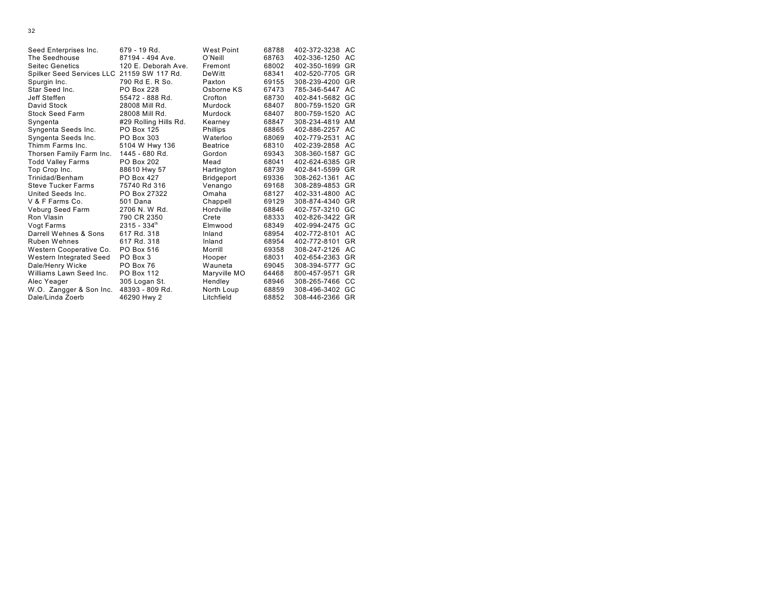| | | | | | |
|---|---|---|---|---|---|
| Seed Enterprises Inc. | 679 - 19 Rd. | West Point | 68788 | 402-372-3238 | AC |
| The Seedhouse | 87194 - 494 Ave. | O'Neill | 68763 | 402-336-1250 | AC |
| Seitec Genetics | 120 E. Deborah Ave. | Fremont | 68002 | 402-350-1699 | GR |
| Spilker Seed Services LLC | 21159 SW 117 Rd. | DeWitt | 68341 | 402-520-7705 | GR |
| Spurgin Inc. | 790 Rd E. R So. | Paxton | 69155 | 308-239-4200 | GR |
| Star Seed Inc. | PO Box 228 | Osborne KS | 67473 | 785-346-5447 | AC |
| Jeff Steffen | 55472 - 888 Rd. | Crofton | 68730 | 402-841-5682 | GC |
| David Stock | 28008 Mill Rd. | Murdock | 68407 | 800-759-1520 | GR |
| Stock Seed Farm | 28008 Mill Rd. | Murdock | 68407 | 800-759-1520 | AC |
| Syngenta | #29 Rolling Hills Rd. | Kearney | 68847 | 308-234-4819 | AM |
| Syngenta Seeds Inc. | PO Box 125 | Phillips | 68865 | 402-886-2257 | AC |
| Syngenta Seeds Inc. | PO Box 303 | Waterloo | 68069 | 402-779-2531 | AC |
| Thimm Farms Inc. | 5104 W Hwy 136 | Beatrice | 68310 | 402-239-2858 | AC |
| Thorsen Family Farm Inc. | 1445 - 680 Rd. | Gordon | 69343 | 308-360-1587 | GC |
| Todd Valley Farms | PO Box 202 | Mead | 68041 | 402-624-6385 | GR |
| Top Crop Inc. | 88610 Hwy 57 | Hartington | 68739 | 402-841-5599 | GR |
| Trinidad/Benham | PO Box 427 | Bridgeport | 69336 | 308-262-1361 | AC |
| Steve Tucker Farms | 75740 Rd 316 | Venango | 69168 | 308-289-4853 | GR |
| United Seeds Inc. | PO Box 27322 | Omaha | 68127 | 402-331-4800 | AC |
| V & F Farms Co. | 501 Dana | Chappell | 69129 | 308-874-4340 | GR |
| Veburg Seed Farm | 2706 N. W Rd. | Hordville | 68846 | 402-757-3210 | GC |
| Ron Vlasin | 790 CR 2350 | Crete | 68333 | 402-826-3422 | GR |
| Vogt Farms | 2315 - 334th | Elmwood | 68349 | 402-994-2475 | GC |
| Darrell Wehnes & Sons | 617 Rd. 318 | Inland | 68954 | 402-772-8101 | AC |
| Ruben Wehnes | 617 Rd. 318 | Inland | 68954 | 402-772-8101 | GR |
| Western Cooperative Co. | PO Box 516 | Morrill | 69358 | 308-247-2126 | AC |
| Western Integrated Seed | PO Box 3 | Hooper | 68031 | 402-654-2363 | GR |
| Dale/Henry Wicke | PO Box 76 | Wauneta | 69045 | 308-394-5777 | GC |
| Williams Lawn Seed Inc. | PO Box 112 | Maryville MO | 64468 | 800-457-9571 | GR |
| Alec Yeager | 305 Logan St. | Hendley | 68946 | 308-265-7466 | CC |
| W.O. Zangger & Son Inc. | 48393 - 809 Rd. | North Loup | 68859 | 308-496-3402 | GC |
| Dale/Linda Zoerb | 46290 Hwy 2 | Litchfield | 68852 | 308-446-2366 | GR |